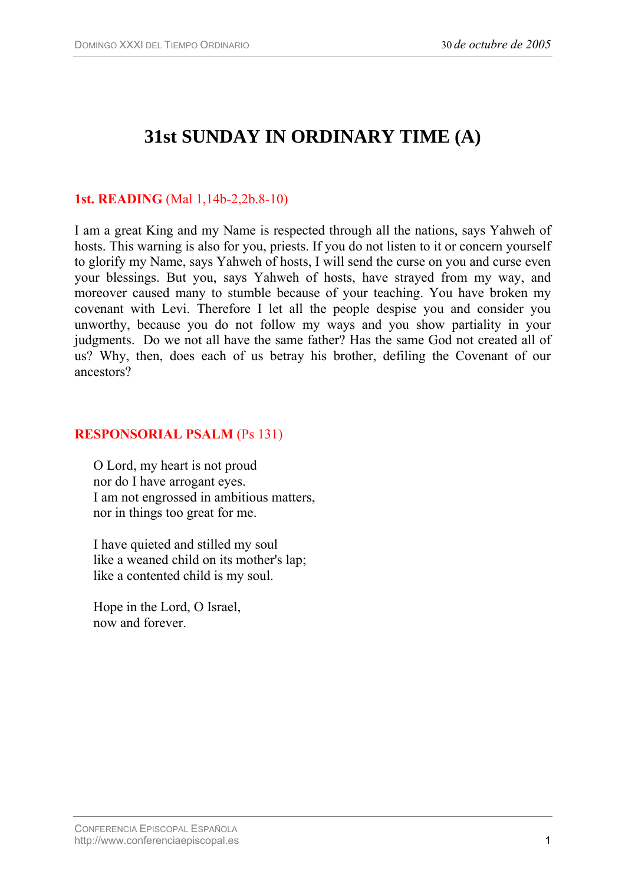# 31st SUNDAY IN ORDINARY TIME (A)

**1st. READING** (Mal 1,14b-2,2b.8-10)

I am a great King and my Name is respected through all the nations, says Yahweh of hosts. This warning is also for you, priests. If you do not listen to it or concern yourself to glorify my Name, says Yahweh of hosts, I will send the curse on you and curse even your blessings. But you, says Yahweh of hosts, have strayed from my way, and moreover caused many to stumble because of your teaching. You have broken my covenant with Levi. Therefore I let all the people despise you and consider you unworthy, because you do not follow my ways and you show partiality in your judgments. Do we not all have the same father? Has the same God not created all of us? Why, then, does each of us betray his brother, defiling the Covenant of our ancestors?

**RESPONSORIAL PSALM** (Ps 131)

O Lord, my heart is not proud
nor do I have arrogant eyes.
I am not engrossed in ambitious matters,
nor in things too great for me.

I have quieted and stilled my soul
like a weaned child on its mother's lap;
like a contented child is my soul.

Hope in the Lord, O Israel,
now and forever.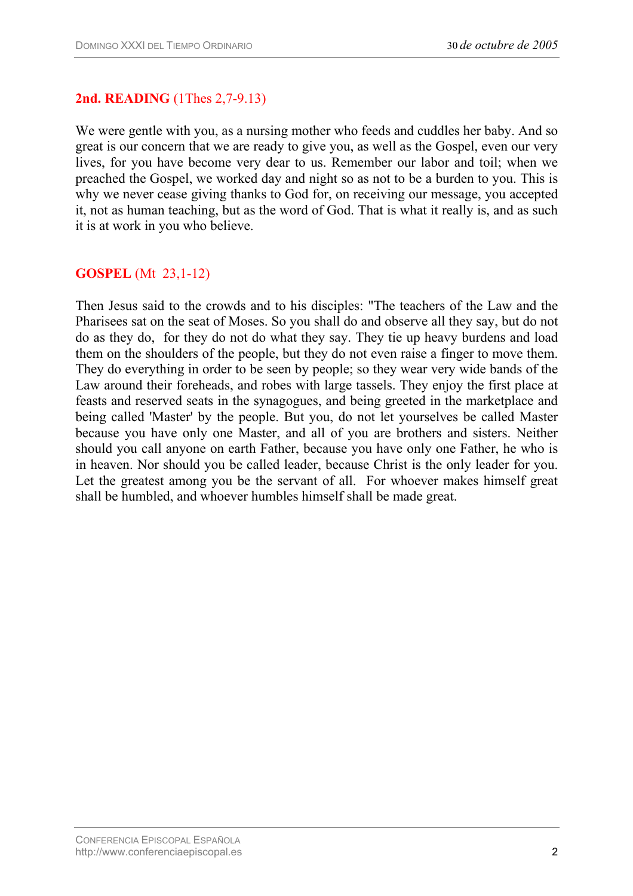## **2nd. READING** (1Thes 2,7-9.13)

We were gentle with you, as a nursing mother who feeds and cuddles her baby. And so great is our concern that we are ready to give you, as well as the Gospel, even our very lives, for you have become very dear to us. Remember our labor and toil; when we preached the Gospel, we worked day and night so as not to be a burden to you. This is why we never cease giving thanks to God for, on receiving our message, you accepted it, not as human teaching, but as the word of God. That is what it really is, and as such it is at work in you who believe.

## **GOSPEL** (Mt 23,1-12)

Then Jesus said to the crowds and to his disciples: "The teachers of the Law and the Pharisees sat on the seat of Moses. So you shall do and observe all they say, but do not do as they do, for they do not do what they say. They tie up heavy burdens and load them on the shoulders of the people, but they do not even raise a finger to move them. They do everything in order to be seen by people; so they wear very wide bands of the Law around their foreheads, and robes with large tassels. They enjoy the first place at feasts and reserved seats in the synagogues, and being greeted in the marketplace and being called 'Master' by the people. But you, do not let yourselves be called Master because you have only one Master, and all of you are brothers and sisters. Neither should you call anyone on earth Father, because you have only one Father, he who is in heaven. Nor should you be called leader, because Christ is the only leader for you. Let the greatest among you be the servant of all. For whoever makes himself great shall be humbled, and whoever humbles himself shall be made great.